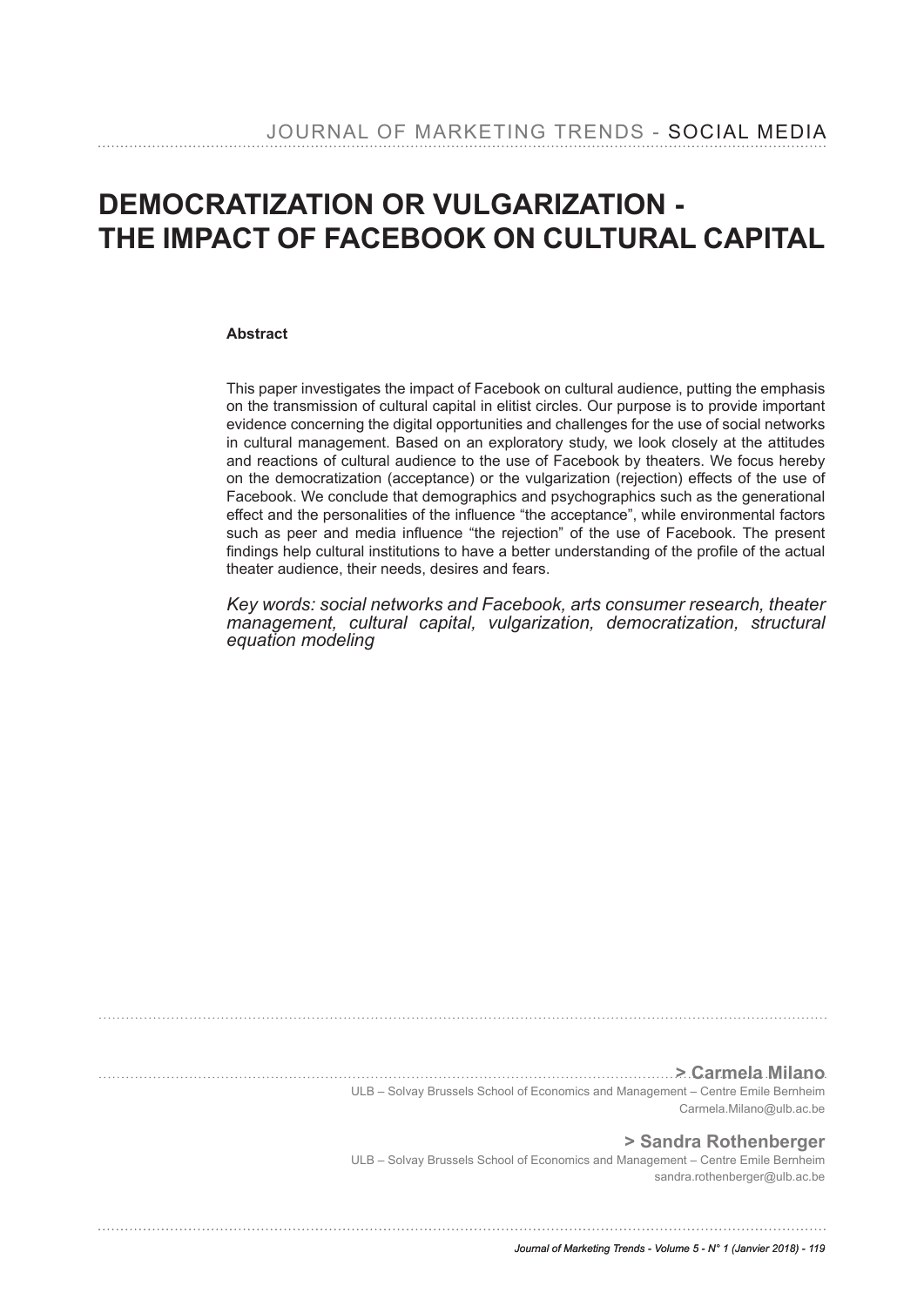# DEMOCRATIZATION OR VULGARIZATION - THE IMPACT OF FACEBOOK ON CULTURAL CAPITAL

**Abstract**

This paper investigates the impact of Facebook on cultural audience, putting the emphasis on the transmission of cultural capital in elitist circles. Our purpose is to provide important evidence concerning the digital opportunities and challenges for the use of social networks in cultural management. Based on an exploratory study, we look closely at the attitudes and reactions of cultural audience to the use of Facebook by theaters. We focus hereby on the democratization (acceptance) or the vulgarization (rejection) effects of the use of Facebook. We conclude that demographics and psychographics such as the generational effect and the personalities of the influence "the acceptance", while environmental factors such as peer and media influence "the rejection" of the use of Facebook. The present findings help cultural institutions to have a better understanding of the profile of the actual theater audience, their needs, desires and fears.

*Key words: social networks and Facebook, arts consumer research, theater management, cultural capital, vulgarization, democratization, structural equation modeling*

**> Carmela Milano**
ULB – Solvay Brussels School of Economics and Management – Centre Emile Bernheim
Carmela.Milano@ulb.ac.be

**> Sandra Rothenberger**
ULB – Solvay Brussels School of Economics and Management – Centre Emile Bernheim
sandra.rothenberger@ulb.ac.be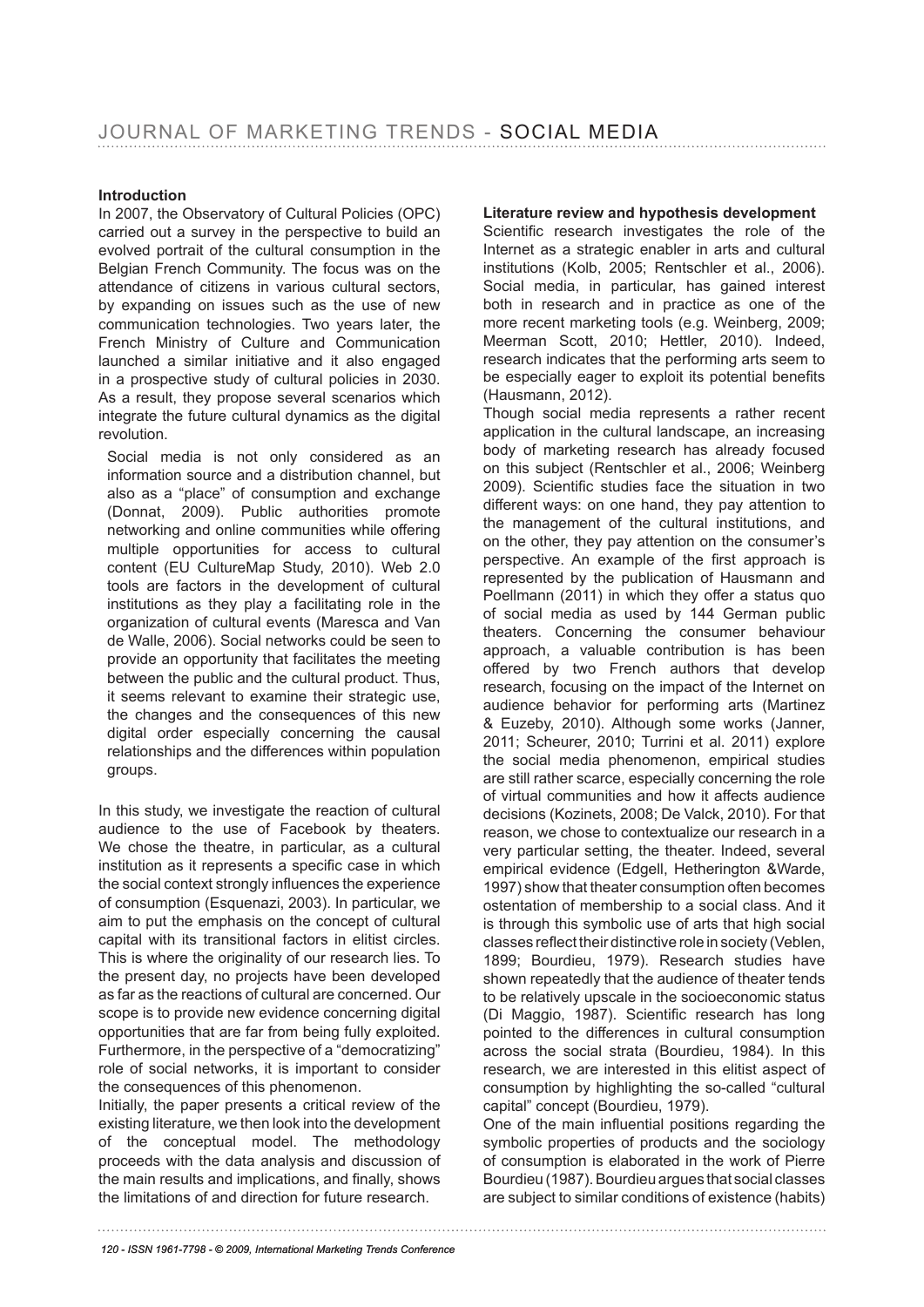## Introduction

In 2007, the Observatory of Cultural Policies (OPC) carried out a survey in the perspective to build an evolved portrait of the cultural consumption in the Belgian French Community. The focus was on the attendance of citizens in various cultural sectors, by expanding on issues such as the use of new communication technologies. Two years later, the French Ministry of Culture and Communication launched a similar initiative and it also engaged in a prospective study of cultural policies in 2030. As a result, they propose several scenarios which integrate the future cultural dynamics as the digital revolution.

Social media is not only considered as an information source and a distribution channel, but also as a "place" of consumption and exchange (Donnat, 2009). Public authorities promote networking and online communities while offering multiple opportunities for access to cultural content (EU CultureMap Study, 2010). Web 2.0 tools are factors in the development of cultural institutions as they play a facilitating role in the organization of cultural events (Maresca and Van de Walle, 2006). Social networks could be seen to provide an opportunity that facilitates the meeting between the public and the cultural product. Thus, it seems relevant to examine their strategic use, the changes and the consequences of this new digital order especially concerning the causal relationships and the differences within population groups.

In this study, we investigate the reaction of cultural audience to the use of Facebook by theaters. We chose the theatre, in particular, as a cultural institution as it represents a specific case in which the social context strongly influences the experience of consumption (Esquenazi, 2003). In particular, we aim to put the emphasis on the concept of cultural capital with its transitional factors in elitist circles. This is where the originality of our research lies. To the present day, no projects have been developed as far as the reactions of cultural are concerned. Our scope is to provide new evidence concerning digital opportunities that are far from being fully exploited. Furthermore, in the perspective of a "democratizing" role of social networks, it is important to consider the consequences of this phenomenon.

Initially, the paper presents a critical review of the existing literature, we then look into the development of the conceptual model. The methodology proceeds with the data analysis and discussion of the main results and implications, and finally, shows the limitations of and direction for future research.

## Literature review and hypothesis development

Scientific research investigates the role of the Internet as a strategic enabler in arts and cultural institutions (Kolb, 2005; Rentschler et al., 2006). Social media, in particular, has gained interest both in research and in practice as one of the more recent marketing tools (e.g. Weinberg, 2009; Meerman Scott, 2010; Hettler, 2010). Indeed, research indicates that the performing arts seem to be especially eager to exploit its potential benefits (Hausmann, 2012).

Though social media represents a rather recent application in the cultural landscape, an increasing body of marketing research has already focused on this subject (Rentschler et al., 2006; Weinberg 2009). Scientific studies face the situation in two different ways: on one hand, they pay attention to the management of the cultural institutions, and on the other, they pay attention on the consumer's perspective. An example of the first approach is represented by the publication of Hausmann and Poellmann (2011) in which they offer a status quo of social media as used by 144 German public theaters. Concerning the consumer behaviour approach, a valuable contribution is has been offered by two French authors that develop research, focusing on the impact of the Internet on audience behavior for performing arts (Martinez & Euzeby, 2010). Although some works (Janner, 2011; Scheurer, 2010; Turrini et al. 2011) explore the social media phenomenon, empirical studies are still rather scarce, especially concerning the role of virtual communities and how it affects audience decisions (Kozinets, 2008; De Valck, 2010). For that reason, we chose to contextualize our research in a very particular setting, the theater. Indeed, several empirical evidence (Edgell, Hetherington &Warde, 1997) show that theater consumption often becomes ostentation of membership to a social class. And it is through this symbolic use of arts that high social classes reflect their distinctive role in society (Veblen, 1899; Bourdieu, 1979). Research studies have shown repeatedly that the audience of theater tends to be relatively upscale in the socioeconomic status (Di Maggio, 1987). Scientific research has long pointed to the differences in cultural consumption across the social strata (Bourdieu, 1984). In this research, we are interested in this elitist aspect of consumption by highlighting the so-called "cultural capital" concept (Bourdieu, 1979).

One of the main influential positions regarding the symbolic properties of products and the sociology of consumption is elaborated in the work of Pierre Bourdieu (1987). Bourdieu argues that social classes are subject to similar conditions of existence (habits)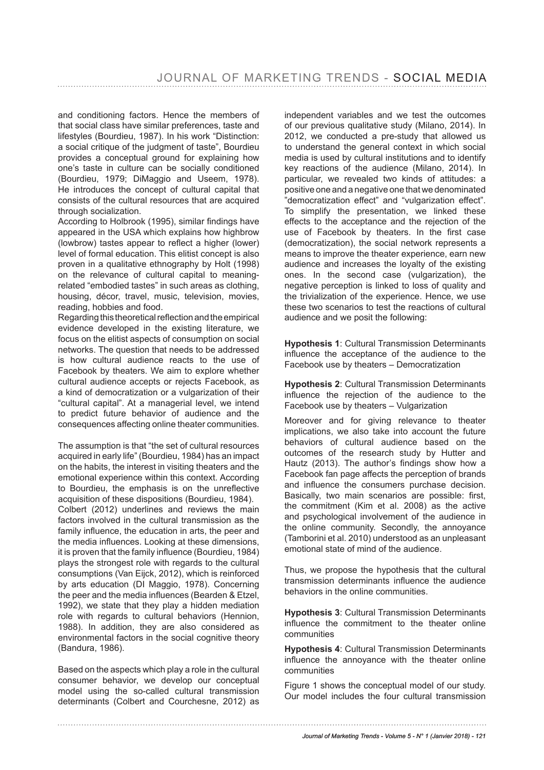and conditioning factors. Hence the members of that social class have similar preferences, taste and lifestyles (Bourdieu, 1987). In his work "Distinction: a social critique of the judgment of taste", Bourdieu provides a conceptual ground for explaining how one's taste in culture can be socially conditioned (Bourdieu, 1979; DiMaggio and Useem, 1978). He introduces the concept of cultural capital that consists of the cultural resources that are acquired through socialization.

According to Holbrook (1995), similar findings have appeared in the USA which explains how highbrow (lowbrow) tastes appear to reflect a higher (lower) level of formal education. This elitist concept is also proven in a qualitative ethnography by Holt (1998) on the relevance of cultural capital to meaning-related "embodied tastes" in such areas as clothing, housing, décor, travel, music, television, movies, reading, hobbies and food.

Regarding this theoretical reflection and the empirical evidence developed in the existing literature, we focus on the elitist aspects of consumption on social networks. The question that needs to be addressed is how cultural audience reacts to the use of Facebook by theaters. We aim to explore whether cultural audience accepts or rejects Facebook, as a kind of democratization or a vulgarization of their "cultural capital". At a managerial level, we intend to predict future behavior of audience and the consequences affecting online theater communities.

The assumption is that "the set of cultural resources acquired in early life" (Bourdieu, 1984) has an impact on the habits, the interest in visiting theaters and the emotional experience within this context. According to Bourdieu, the emphasis is on the unreflective acquisition of these dispositions (Bourdieu, 1984).

Colbert (2012) underlines and reviews the main factors involved in the cultural transmission as the family influence, the education in arts, the peer and the media influences. Looking at these dimensions, it is proven that the family influence (Bourdieu, 1984) plays the strongest role with regards to the cultural consumptions (Van Eijck, 2012), which is reinforced by arts education (DI Maggio, 1978). Concerning the peer and the media influences (Bearden & Etzel, 1992), we state that they play a hidden mediation role with regards to cultural behaviors (Hennion, 1988). In addition, they are also considered as environmental factors in the social cognitive theory (Bandura, 1986).

Based on the aspects which play a role in the cultural consumer behavior, we develop our conceptual model using the so-called cultural transmission determinants (Colbert and Courchesne, 2012) as independent variables and we test the outcomes of our previous qualitative study (Milano, 2014). In 2012, we conducted a pre-study that allowed us to understand the general context in which social media is used by cultural institutions and to identify key reactions of the audience (Milano, 2014). In particular, we revealed two kinds of attitudes: a positive one and a negative one that we denominated "democratization effect" and "vulgarization effect". To simplify the presentation, we linked these effects to the acceptance and the rejection of the use of Facebook by theaters. In the first case (democratization), the social network represents a means to improve the theater experience, earn new audience and increases the loyalty of the existing ones. In the second case (vulgarization), the negative perception is linked to loss of quality and the trivialization of the experience. Hence, we use these two scenarios to test the reactions of cultural audience and we posit the following:

**Hypothesis 1**: Cultural Transmission Determinants influence the acceptance of the audience to the Facebook use by theaters – Democratization

**Hypothesis 2**: Cultural Transmission Determinants influence the rejection of the audience to the Facebook use by theaters – Vulgarization

Moreover and for giving relevance to theater implications, we also take into account the future behaviors of cultural audience based on the outcomes of the research study by Hutter and Hautz (2013). The author's findings show how a Facebook fan page affects the perception of brands and influence the consumers purchase decision. Basically, two main scenarios are possible: first, the commitment (Kim et al. 2008) as the active and psychological involvement of the audience in the online community. Secondly, the annoyance (Tamborini et al. 2010) understood as an unpleasant emotional state of mind of the audience.

Thus, we propose the hypothesis that the cultural transmission determinants influence the audience behaviors in the online communities.

**Hypothesis 3**: Cultural Transmission Determinants influence the commitment to the theater online communities

**Hypothesis 4**: Cultural Transmission Determinants influence the annoyance with the theater online communities

Figure 1 shows the conceptual model of our study. Our model includes the four cultural transmission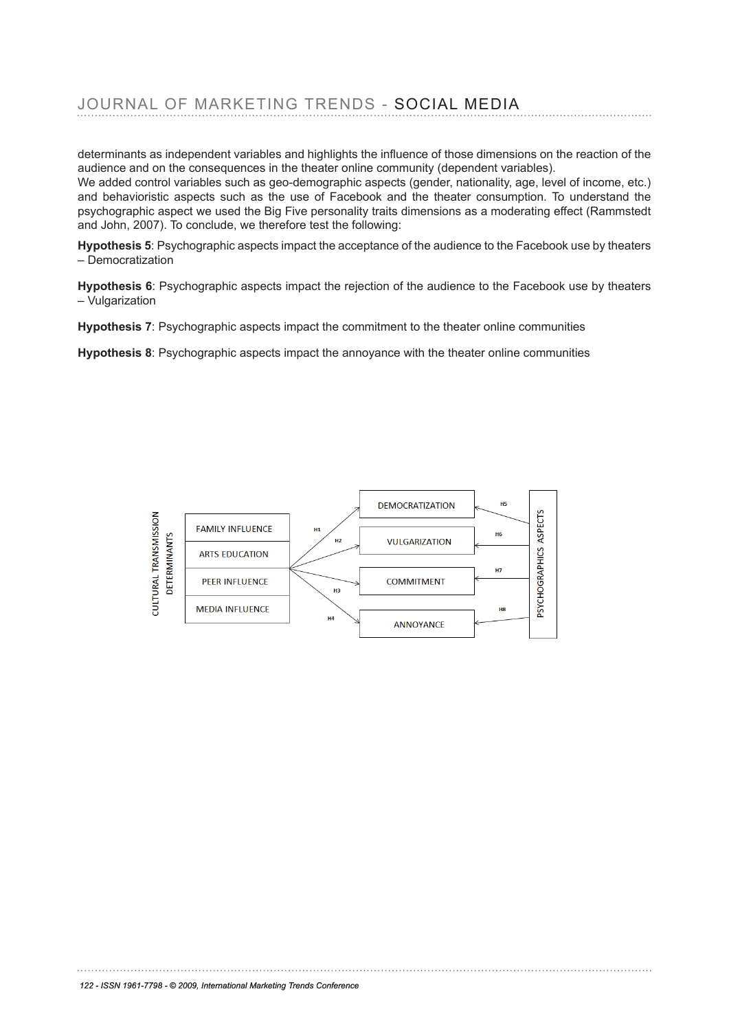determinants as independent variables and highlights the influence of those dimensions on the reaction of the audience and on the consequences in the theater online community (dependent variables).

We added control variables such as geo-demographic aspects (gender, nationality, age, level of income, etc.) and behavioristic aspects such as the use of Facebook and the theater consumption. To understand the psychographic aspect we used the Big Five personality traits dimensions as a moderating effect (Rammstedt and John, 2007). To conclude, we therefore test the following:

**Hypothesis 5**: Psychographic aspects impact the acceptance of the audience to the Facebook use by theaters – Democratization

**Hypothesis 6**: Psychographic aspects impact the rejection of the audience to the Facebook use by theaters – Vulgarization

**Hypothesis 7**: Psychographic aspects impact the commitment to the theater online communities

**Hypothesis 8**: Psychographic aspects impact the annoyance with the theater online communities

CULTURAL TRANSMISSION DETERMINANTS: FAMILY INFLUENCE, ARTS EDUCATION, PEER INFLUENCE, MEDIA INFLUENCE → H1 DEMOCRATIZATION, H2 VULGARIZATION, H3 COMMITMENT, H4 ANNOYANCE

PSYCHOGRAPHICS ASPECTS → H5 DEMOCRATIZATION, H6 VULGARIZATION, H7 COMMITMENT, H8 ANNOYANCE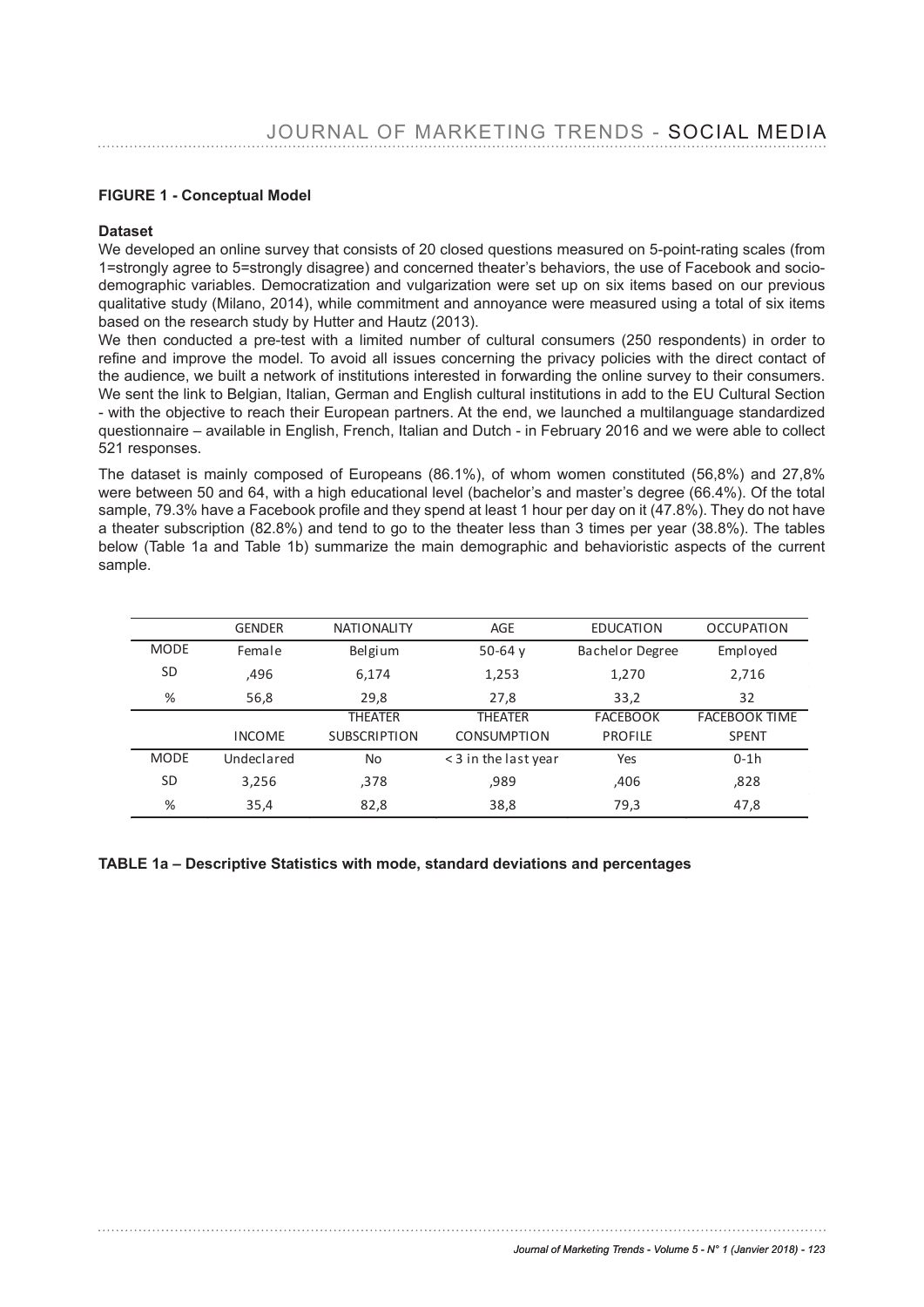**FIGURE 1 - Conceptual Model**

**Dataset**

We developed an online survey that consists of 20 closed questions measured on 5-point-rating scales (from 1=strongly agree to 5=strongly disagree) and concerned theater's behaviors, the use of Facebook and socio-demographic variables. Democratization and vulgarization were set up on six items based on our previous qualitative study (Milano, 2014), while commitment and annoyance were measured using a total of six items based on the research study by Hutter and Hautz (2013).

We then conducted a pre-test with a limited number of cultural consumers (250 respondents) in order to refine and improve the model. To avoid all issues concerning the privacy policies with the direct contact of the audience, we built a network of institutions interested in forwarding the online survey to their consumers. We sent the link to Belgian, Italian, German and English cultural institutions in add to the EU Cultural Section - with the objective to reach their European partners. At the end, we launched a multilanguage standardized questionnaire – available in English, French, Italian and Dutch - in February 2016 and we were able to collect 521 responses.

The dataset is mainly composed of Europeans (86.1%), of whom women constituted (56,8%) and 27,8% were between 50 and 64, with a high educational level (bachelor's and master's degree (66.4%). Of the total sample, 79.3% have a Facebook profile and they spend at least 1 hour per day on it (47.8%). They do not have a theater subscription (82.8%) and tend to go to the theater less than 3 times per year (38.8%). The tables below (Table 1a and Table 1b) summarize the main demographic and behavioristic aspects of the current sample.

| | GENDER | NATIONALITY | AGE | EDUCATION | OCCUPATION |
|---|---|---|---|---|---|
| MODE | Female | Belgium | 50-64 y | Bachelor Degree | Employed |
| SD | ,496 | 6,174 | 1,253 | 1,270 | 2,716 |
| % | 56,8 | 29,8 | 27,8 | 33,2 | 32 |
| | INCOME | THEATER SUBSCRIPTION | THEATER CONSUMPTION | FACEBOOK PROFILE | FACEBOOK TIME SPENT |
| MODE | Undeclared | No | < 3 in the last year | Yes | 0-1h |
| SD | 3,256 | ,378 | ,989 | ,406 | ,828 |
| % | 35,4 | 82,8 | 38,8 | 79,3 | 47,8 |

**TABLE 1a – Descriptive Statistics with mode, standard deviations and percentages**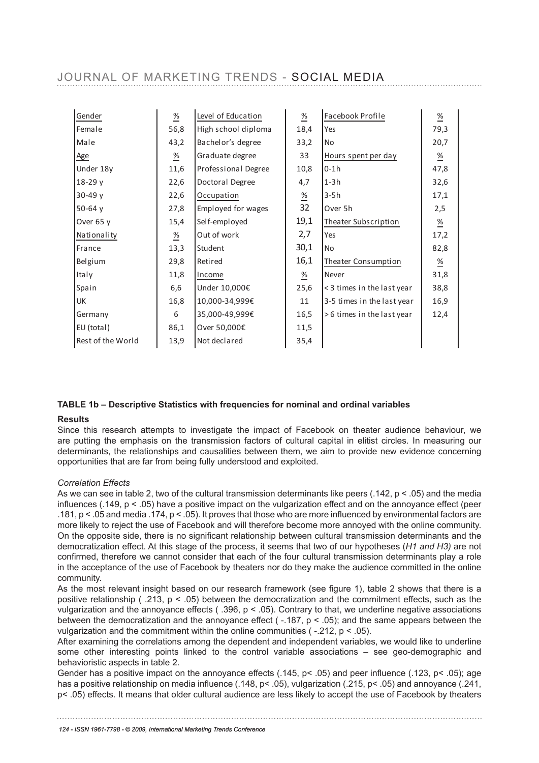| Gender | % | Level of Education | % | Facebook Profile | % |
|---|---|---|---|---|---|
| Female | 56,8 | High school diploma | 18,4 | Yes | 79,3 |
| Male | 43,2 | Bachelor's degree | 33,2 | No | 20,7 |
| Age | % | Graduate degree | 33 | Hours spent per day | % |
| Under 18y | 11,6 | Professional Degree | 10,8 | 0-1h | 47,8 |
| 18-29 y | 22,6 | Doctoral Degree | 4,7 | 1-3h | 32,6 |
| 30-49 y | 22,6 | Occupation | % | 3-5h | 17,1 |
| 50-64 y | 27,8 | Employed for wages | 32 | Over 5h | 2,5 |
| Over 65 y | 15,4 | Self-employed | 19,1 | Theater Subscription | % |
| Nationality | % | Out of work | 2,7 | Yes | 17,2 |
| France | 13,3 | Student | 30,1 | No | 82,8 |
| Belgium | 29,8 | Retired | 16,1 | Theater Consumption | % |
| Italy | 11,8 | Income | % | Never | 31,8 |
| Spain | 6,6 | Under 10,000€ | 25,6 | < 3 times in the last year | 38,8 |
| UK | 16,8 | 10,000-34,999€ | 11 | 3-5 times in the last year | 16,9 |
| Germany | 6 | 35,000-49,999€ | 16,5 | > 6 times in the last year | 12,4 |
| EU (total) | 86,1 | Over 50,000€ | 11,5 | | |
| Rest of the World | 13,9 | Not declared | 35,4 | | |

**TABLE 1b – Descriptive Statistics with frequencies for nominal and ordinal variables**

**Results**

Since this research attempts to investigate the impact of Facebook on theater audience behaviour, we are putting the emphasis on the transmission factors of cultural capital in elitist circles. In measuring our determinants, the relationships and causalities between them, we aim to provide new evidence concerning opportunities that are far from being fully understood and exploited.

*Correlation Effects*

As we can see in table 2, two of the cultural transmission determinants like peers (.142, $p < .05$) and the media influences (.149, $p < .05$) have a positive impact on the vulgarization effect and on the annoyance effect (peer .181, $p < .05$ and media .174, $p < .05$). It proves that those who are more influenced by environmental factors are more likely to reject the use of Facebook and will therefore become more annoyed with the online community. On the opposite side, there is no significant relationship between cultural transmission determinants and the democratization effect. At this stage of the process, it seems that two of our hypotheses (*H1 and H3)* are not confirmed, therefore we cannot consider that each of the four cultural transmission determinants play a role in the acceptance of the use of Facebook by theaters nor do they make the audience committed in the online community.

As the most relevant insight based on our research framework (see figure 1), table 2 shows that there is a positive relationship ( .213, $p < .05$) between the democratization and the commitment effects, such as the vulgarization and the annoyance effects ( .396, $p < .05$). Contrary to that, we underline negative associations between the democratization and the annoyance effect ( -.187, $p < .05$); and the same appears between the vulgarization and the commitment within the online communities ( -.212, $p < .05$).

After examining the correlations among the dependent and independent variables, we would like to underline some other interesting points linked to the control variable associations – see geo-demographic and behavioristic aspects in table 2.

Gender has a positive impact on the annoyance effects (.145, $p< .05$) and peer influence (.123, $p< .05$); age has a positive relationship on media influence (.148, $p< .05$), vulgarization (.215, $p< .05$) and annoyance (.241, $p< .05$) effects. It means that older cultural audience are less likely to accept the use of Facebook by theaters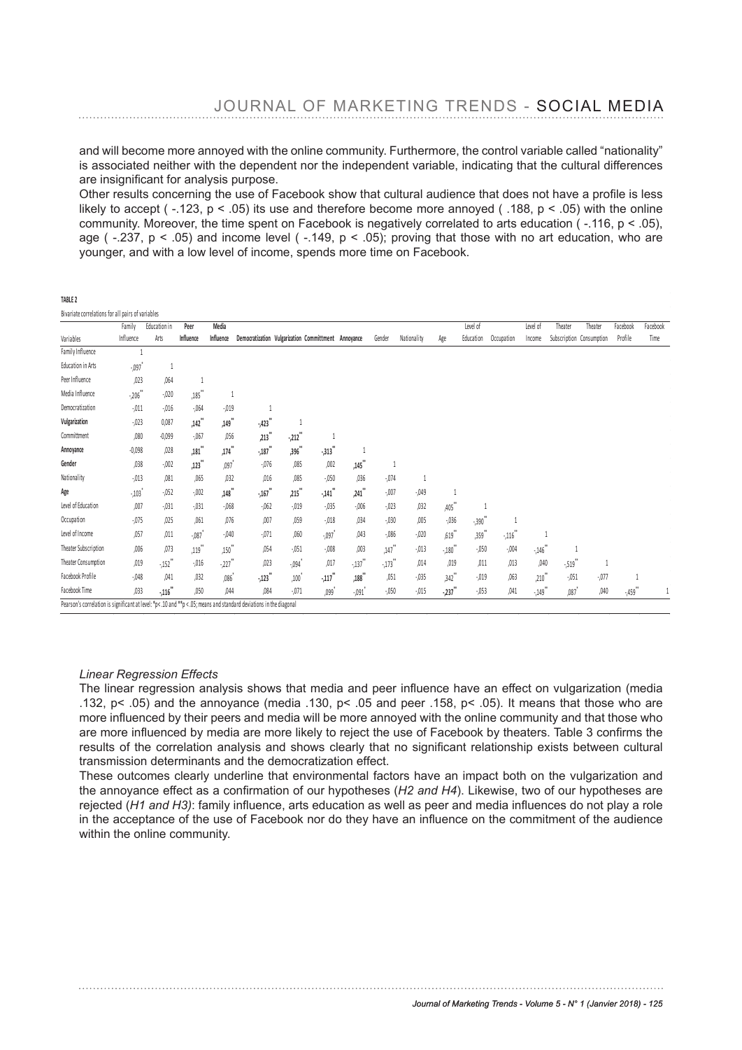and will become more annoyed with the online community. Furthermore, the control variable called "nationality" is associated neither with the dependent nor the independent variable, indicating that the cultural differences are insignificant for analysis purpose.

Other results concerning the use of Facebook show that cultural audience that does not have a profile is less likely to accept ( -.123, $p < .05$) its use and therefore become more annoyed ( .188, $p < .05$) with the online community. Moreover, the time spent on Facebook is negatively correlated to arts education ( -.116, $p < .05$), age ( -.237, $p < .05$) and income level ( -.149, $p < .05$); proving that those with no art education, who are younger, and with a low level of income, spends more time on Facebook.

**TABLE 2**

Bivariate correlations for all pairs of variables

| Variables | Family Influence | Education in Arts | Peer Influence | Media Influence | Democratization | Vulgarization | Committment | Annoyance | Gender | Nationality | Age | Level of Education | Occupation | Level of Income | Theater Subscription | Theater Consumption | Facebook Profile | Facebook Time |
|---|---|---|---|---|---|---|---|---|---|---|---|---|---|---|---|---|---|---|
| Family Influence | 1 | | | | | | | | | | | | | | | | | |
| Education in Arts | -,097* | 1 | | | | | | | | | | | | | | | | |
| Peer Influence | ,023 | ,064 | 1 | | | | | | | | | | | | | | | |
| Media Influence | -,206** | -,020 | ,185** | 1 | | | | | | | | | | | | | | |
| Democratization | -,011 | -,016 | -,064 | -,019 | 1 | | | | | | | | | | | | | |
| **Vulgarization** | -,023 | 0,087 | ,142** | ,149** | -,423** | 1 | | | | | | | | | | | | |
| Committment | ,080 | -0,099 | -,067 | ,056 | ,213** | -,212** | 1 | | | | | | | | | | | |
| **Annoyance** | -0,098 | ,028 | ,181** | ,174** | -,187** | ,396** | -,313** | 1 | | | | | | | | | | |
| **Gender** | ,038 | -,002 | ,123** | ,097* | -,076 | ,085 | ,002 | ,145** | 1 | | | | | | | | | |
| Nationality | -,013 | ,081 | ,065 | ,032 | ,016 | ,085 | -,050 | ,036 | -,074 | 1 | | | | | | | | |
| **Age** | -,103* | -,052 | -,002 | ,148** | -,167** | ,215** | -,141** | ,241** | -,007 | -,049 | 1 | | | | | | | |
| Level of Education | ,007 | -,031 | -,031 | -,068 | -,062 | -,019 | -,035 | -,006 | -,023 | ,032 | ,405** | 1 | | | | | | |
| Occupation | -,075 | ,025 | ,061 | ,076 | ,007 | ,059 | -,018 | ,034 | -,030 | ,005 | -,036 | -,390** | 1 | | | | | |
| Level of Income | ,057 | ,011 | -,087* | -,040 | -,071 | ,060 | -,097* | ,043 | -,086 | -,020 | ,619** | ,359** | -,116** | 1 | | | | |
| Theater Subscription | ,006 | ,073 | ,119** | ,150** | ,054 | -,051 | -,008 | ,003 | ,147** | -,013 | -,180** | -,050 | -,004 | -,146** | 1 | | | |
| Theater Consumption | ,019 | -,152** | -,016 | -,227** | ,023 | -,094* | ,017 | -,137** | -,173** | ,014 | ,019 | ,011 | ,013 | ,040 | -,519** | 1 | | |
| Facebook Profile | -,048 | ,041 | ,032 | ,086* | -,123** | ,100* | -,117** | ,188** | ,051 | -,035 | ,342** | -,019 | ,063 | ,210** | -,051 | -,077 | 1 | |
| Facebook Time | ,033 | -,116** | ,050 | ,044 | ,084 | -,071 | ,099* | -,091* | -,050 | -,015 | -,237** | -,053 | ,041 | -,149** | ,087* | ,040 | -,459** | 1 |

Pearson's correlation is significant at level: *p < .10 and **p < .05; means and standard deviations in the diagonal

*Linear Regression Effects*

The linear regression analysis shows that media and peer influence have an effect on vulgarization (media .132, $p < .05$) and the annoyance (media .130, $p < .05$ and peer .158, $p < .05$). It means that those who are more influenced by their peers and media will be more annoyed with the online community and that those who are more influenced by media are more likely to reject the use of Facebook by theaters. Table 3 confirms the results of the correlation analysis and shows clearly that no significant relationship exists between cultural transmission determinants and the democratization effect.

These outcomes clearly underline that environmental factors have an impact both on the vulgarization and the annoyance effect as a confirmation of our hypotheses (*H2 and H4*). Likewise, two of our hypotheses are rejected (*H1 and H3)*: family influence, arts education as well as peer and media influences do not play a role in the acceptance of the use of Facebook nor do they have an influence on the commitment of the audience within the online community.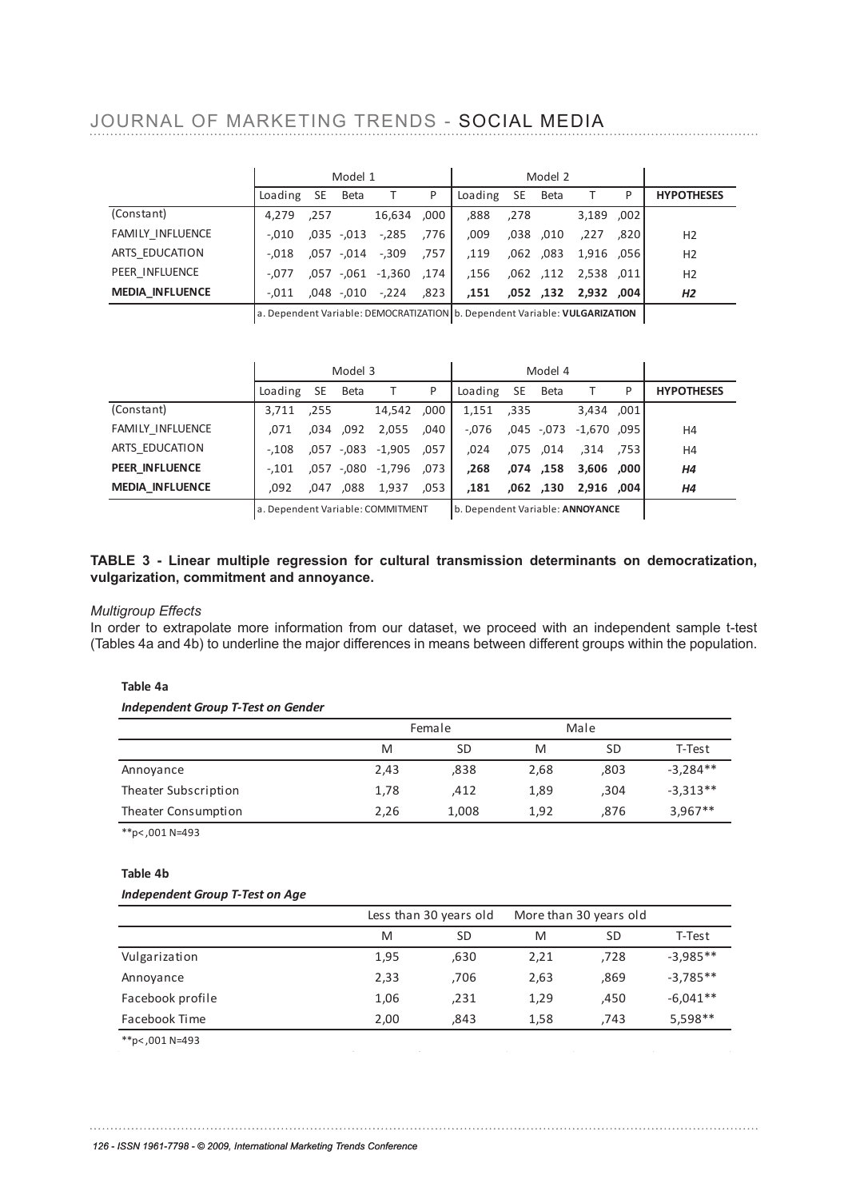| | Model 1 | | | | | Model 2 | | | | | |
|---|---|---|---|---|---|---|---|---|---|---|---|
| | Loading | SE | Beta | T | P | Loading | SE | Beta | T | P | **HYPOTHESES** |
| (Constant) | 4,279 | ,257 | | 16,634 | ,000 | ,888 | ,278 | | 3,189 | ,002 | |
| FAMILY_INFLUENCE | -,010 | ,035 | -,013 | -,285 | ,776 | ,009 | ,038 | ,010 | ,227 | ,820 | H2 |
| ARTS_EDUCATION | -,018 | ,057 | -,014 | -,309 | ,757 | ,119 | ,062 | ,083 | 1,916 | ,056 | H2 |
| PEER_INFLUENCE | -,077 | ,057 | -,061 | -1,360 | ,174 | ,156 | ,062 | ,112 | 2,538 | ,011 | H2 |
| **MEDIA_INFLUENCE** | -,011 | ,048 | -,010 | -,224 | ,823 | **,151** | **,052** | **,132** | **2,932** | **,004** | ***H2*** |
| | a. Dependent Variable: DEMOCRATIZATION | | | | | b. Dependent Variable: **VULGARIZATION** | | | | | |

| | Model 3 | | | | | Model 4 | | | | | |
|---|---|---|---|---|---|---|---|---|---|---|---|
| | Loading | SE | Beta | T | P | Loading | SE | Beta | T | P | **HYPOTHESES** |
| (Constant) | 3,711 | ,255 | | 14,542 | ,000 | 1,151 | ,335 | | 3,434 | ,001 | |
| FAMILY_INFLUENCE | ,071 | ,034 | ,092 | 2,055 | ,040 | -,076 | ,045 | -,073 | -1,670 | ,095 | H4 |
| ARTS_EDUCATION | -,108 | ,057 | -,083 | -1,905 | ,057 | ,024 | ,075 | ,014 | ,314 | ,753 | H4 |
| **PEER_INFLUENCE** | -,101 | ,057 | -,080 | -1,796 | ,073 | **,268** | **,074** | **,158** | **3,606** | **,000** | ***H4*** |
| **MEDIA_INFLUENCE** | ,092 | ,047 | ,088 | 1,937 | ,053 | **,181** | **,062** | **,130** | **2,916** | **,004** | ***H4*** |
| | a. Dependent Variable: COMMITMENT | | | | | b. Dependent Variable: **ANNOYANCE** | | | | | |

**TABLE 3 - Linear multiple regression for cultural transmission determinants on democratization, vulgarization, commitment and annoyance.**

*Multigroup Effects*

In order to extrapolate more information from our dataset, we proceed with an independent sample t-test (Tables 4a and 4b) to underline the major differences in means between different groups within the population.

**Table 4a**

***Independent Group T-Test on Gender***

| | Female | | Male | | |
|---|---|---|---|---|---|
| | M | SD | M | SD | T-Test |
| Annoyance | 2,43 | ,838 | 2,68 | ,803 | -3,284** |
| Theater Subscription | 1,78 | ,412 | 1,89 | ,304 | -3,313** |
| Theater Consumption | 2,26 | 1,008 | 1,92 | ,876 | 3,967** |

**p<,001 N=493

**Table 4b**

***Independent Group T-Test on Age***

| | Less than 30 years old | | More than 30 years old | | |
|---|---|---|---|---|---|
| | M | SD | M | SD | T-Test |
| Vulgarization | 1,95 | ,630 | 2,21 | ,728 | -3,985** |
| Annoyance | 2,33 | ,706 | 2,63 | ,869 | -3,785** |
| Facebook profile | 1,06 | ,231 | 1,29 | ,450 | -6,041** |
| Facebook Time | 2,00 | ,843 | 1,58 | ,743 | 5,598** |

**p<,001 N=493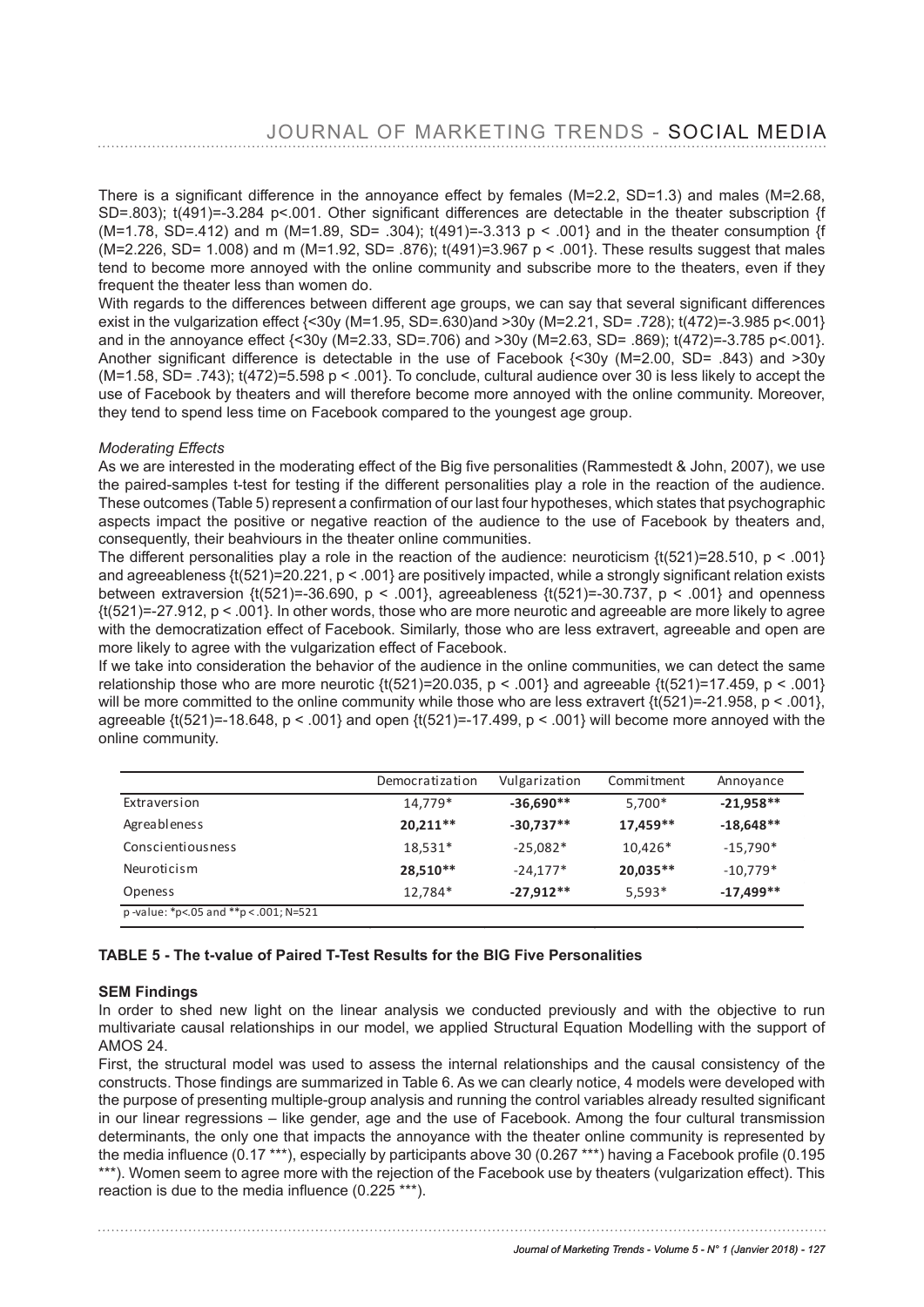There is a significant difference in the annoyance effect by females (M=2.2, SD=1.3) and males (M=2.68, SD=.803); t(491)=-3.284 p<.001. Other significant differences are detectable in the theater subscription {f (M=1.78, SD=.412) and m (M=1.89, SD= .304); t(491)=-3.313 p < .001} and in the theater consumption {f (M=2.226, SD= 1.008) and m (M=1.92, SD= .876); t(491)=3.967 p < .001}. These results suggest that males tend to become more annoyed with the online community and subscribe more to the theaters, even if they frequent the theater less than women do.

With regards to the differences between different age groups, we can say that several significant differences exist in the vulgarization effect {<30y (M=1.95, SD=.630)and >30y (M=2.21, SD= .728); t(472)=-3.985 p<.001} and in the annoyance effect {<30y (M=2.33, SD=.706) and >30y (M=2.63, SD= .869); t(472)=-3.785 p<.001}. Another significant difference is detectable in the use of Facebook {<30y (M=2.00, SD= .843) and >30y (M=1.58, SD= .743); t(472)=5.598 p < .001}. To conclude, cultural audience over 30 is less likely to accept the use of Facebook by theaters and will therefore become more annoyed with the online community. Moreover, they tend to spend less time on Facebook compared to the youngest age group.

*Moderating Effects*

As we are interested in the moderating effect of the Big five personalities (Rammestedt & John, 2007), we use the paired-samples t-test for testing if the different personalities play a role in the reaction of the audience. These outcomes (Table 5) represent a confirmation of our last four hypotheses, which states that psychographic aspects impact the positive or negative reaction of the audience to the use of Facebook by theaters and, consequently, their beahviours in the theater online communities.

The different personalities play a role in the reaction of the audience: neuroticism {t(521)=28.510, p < .001} and agreeableness {t(521)=20.221, p < .001} are positively impacted, while a strongly significant relation exists between extraversion {t(521)=-36.690, p < .001}, agreeableness {t(521)=-30.737, p < .001} and openness {t(521)=-27.912, p < .001}. In other words, those who are more neurotic and agreeable are more likely to agree with the democratization effect of Facebook. Similarly, those who are less extravert, agreeable and open are more likely to agree with the vulgarization effect of Facebook.

If we take into consideration the behavior of the audience in the online communities, we can detect the same relationship those who are more neurotic {t(521)=20.035, p < .001} and agreeable {t(521)=17.459, p < .001} will be more committed to the online community while those who are less extravert {t(521)=-21.958, p < .001}, agreeable {t(521)=-18.648, p < .001} and open {t(521)=-17.499, p < .001} will become more annoyed with the online community.

| | Democratization | Vulgarization | Commitment | Annoyance |
|---|---|---|---|---|
| Extraversion | 14,779* | **-36,690**** | 5,700* | **-21,958**** |
| Agreableness | **20,211**** | **-30,737**** | **17,459**** | **-18,648**** |
| Conscientiousness | 18,531* | -25,082* | 10,426* | -15,790* |
| Neuroticism | **28,510**** | -24,177* | **20,035**** | -10,779* |
| Openess | 12,784* | **-27,912**** | 5,593* | **-17,499**** |

p -value: *p<.05 and **p < .001; N=521

**TABLE 5 - The t-value of Paired T-Test Results for the BIG Five Personalities**

**SEM Findings**

In order to shed new light on the linear analysis we conducted previously and with the objective to run multivariate causal relationships in our model, we applied Structural Equation Modelling with the support of AMOS 24.

First, the structural model was used to assess the internal relationships and the causal consistency of the constructs. Those findings are summarized in Table 6. As we can clearly notice, 4 models were developed with the purpose of presenting multiple-group analysis and running the control variables already resulted significant in our linear regressions – like gender, age and the use of Facebook. Among the four cultural transmission determinants, the only one that impacts the annoyance with the theater online community is represented by the media influence (0.17 ***), especially by participants above 30 (0.267 ***) having a Facebook profile (0.195 ***). Women seem to agree more with the rejection of the Facebook use by theaters (vulgarization effect). This reaction is due to the media influence (0.225 ***).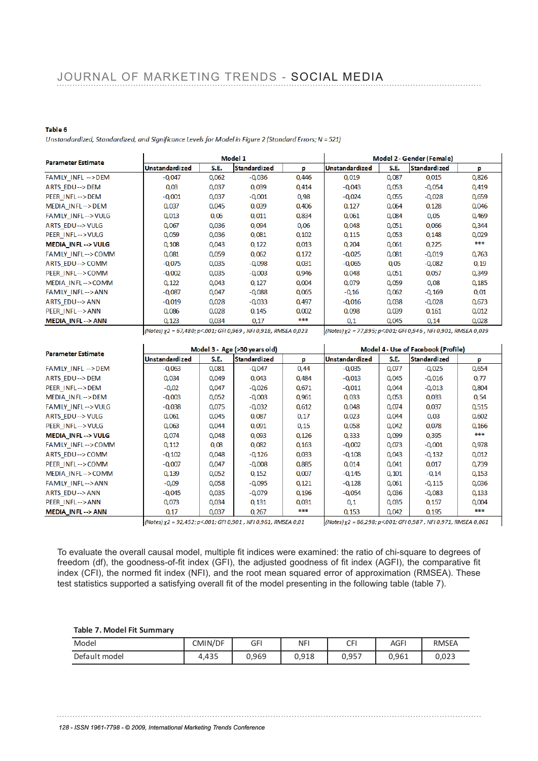**Table 6**

*Unstandardized, Standardized, and Significance Levels for Model in Figure 2 (Standard Errors; N = 521)*

| Parameter Estimate | Model 1 | | | | Model 2 - Gender (Female) | | | |
|---|---|---|---|---|---|---|---|---|
| | Unstandardized | S.E. | Standardized | p | Unstandardized | S.E. | Standardized | p |
| FAMILY_INFL --> DEM | -0,047 | 0,062 | -0,036 | 0,446 | 0,019 | 0,087 | 0,015 | 0,826 |
| ARTS_EDU --> DEM | 0,03 | 0,037 | 0,039 | 0,414 | -0,043 | 0,053 | -0,054 | 0,419 |
| PEER_INFL --> DEM | -0,001 | 0,037 | -0,001 | 0,98 | -0,024 | 0,055 | -0,028 | 0,659 |
| MEDIA_INFL --> DEM | 0,037 | 0,045 | 0,039 | 0,406 | 0,127 | 0,064 | 0,128 | 0,046 |
| FAMILY_INFL --> VULG | 0,013 | 0,06 | 0,011 | 0,834 | 0,061 | 0,084 | 0,05 | 0,469 |
| ARTS_EDU --> VULG | 0,067 | 0,036 | 0,094 | 0,06 | 0,048 | 0,051 | 0,066 | 0,344 |
| PEER_INFL --> VULG | 0,059 | 0,036 | 0,081 | 0,102 | 0,115 | 0,053 | 0,148 | 0,029 |
| **MEDIA_INFL --> VULG** | 0,108 | 0,043 | 0,122 | 0,013 | 0,204 | 0,061 | 0,225 | *** |
| FAMILY_INFL --> COMM | 0,081 | 0,059 | 0,062 | 0,172 | -0,025 | 0,081 | -0,019 | 0,763 |
| ARTS_EDU --> COMM | -0,075 | 0,035 | -0,098 | 0,031 | -0,065 | 0,05 | -0,082 | 0,19 |
| PEER_INFL --> COMM | -0,002 | 0,035 | -0,003 | 0,946 | 0,048 | 0,051 | 0,057 | 0,349 |
| MEDIA_INFL --> COMM | 0,122 | 0,043 | 0,127 | 0,004 | 0,079 | 0,059 | 0,08 | 0,185 |
| FAMILY_INFL --> ANN | -0,087 | 0,047 | -0,088 | 0,065 | -0,16 | 0,062 | -0,169 | 0,01 |
| ARTS_EDU --> ANN | -0,019 | 0,028 | -0,033 | 0,497 | -0,016 | 0,038 | -0,028 | 0,673 |
| PEER_INFL --> ANN | 0,086 | 0,028 | 0,145 | 0,002 | 0,098 | 0,039 | 0,161 | 0,012 |
| **MEDIA_INFL --> ANN** | 0,123 | 0,034 | 0,17 | *** | 0,1 | 0,045 | 0,14 | 0,028 |
| | *(Notes) χ2 = 67,480; p<.001; GFI 0,969 , NFI 0,918, RMSEA 0,023* | | | | *(Notes) χ2 = 77,895; p<.001; GFI 0,946 , NFI 0,901, RMSEA 0,039* | | | |

| Parameter Estimate | Model 3 - Age (>30 years old) | | | | Model 4 - Use of Facebook (Profile) | | | |
|---|---|---|---|---|---|---|---|---|
| | Unstandardized | S.E. | Standardized | p | Unstandardized | S.E. | Standardized | p |
| FAMILY_INFL --> DEM | -0,063 | 0,081 | -0,047 | 0,44 | -0,035 | 0,077 | -0,025 | 0,654 |
| ARTS_EDU --> DEM | 0,034 | 0,049 | 0,043 | 0,484 | -0,013 | 0,045 | -0,016 | 0,77 |
| PEER_INFL --> DEM | -0,02 | 0,047 | -0,026 | 0,671 | -0,011 | 0,044 | -0,013 | 0,804 |
| MEDIA_INFL --> DEM | -0,003 | 0,052 | -0,003 | 0,961 | 0,033 | 0,053 | 0,033 | 0,54 |
| FAMILY_INFL --> VULG | -0,038 | 0,075 | -0,032 | 0,612 | 0,048 | 0,074 | 0,037 | 0,515 |
| ARTS_EDU --> VULG | 0,061 | 0,045 | 0,087 | 0,17 | 0,023 | 0,044 | 0,03 | 0,602 |
| PEER_INFL --> VULG | 0,063 | 0,044 | 0,091 | 0,15 | 0,058 | 0,042 | 0,078 | 0,166 |
| **MEDIA_INFL --> VULG** | 0,074 | 0,048 | 0,093 | 0,126 | 0,333 | 0,099 | 0,395 | *** |
| FAMILY_INFL --> COMM | 0,112 | 0,08 | 0,082 | 0,163 | -0,002 | 0,073 | -0,001 | 0,978 |
| ARTS_EDU --> COMM | -0,102 | 0,048 | -0,126 | 0,033 | -0,108 | 0,043 | -0,132 | 0,012 |
| PEER_INFL --> COMM | -0,007 | 0,047 | -0,008 | 0,885 | 0,014 | 0,041 | 0,017 | 0,739 |
| MEDIA_INFL --> COMM | 0,139 | 0,052 | 0,152 | 0,007 | -0,145 | 0,101 | -0,14 | 0,153 |
| FAMILY_INFL --> ANN | -0,09 | 0,058 | -0,095 | 0,121 | -0,128 | 0,061 | -0,115 | 0,036 |
| ARTS_EDU --> ANN | -0,045 | 0,035 | -0,079 | 0,196 | -0,054 | 0,036 | -0,083 | 0,133 |
| PEER_INFL --> ANN | 0,073 | 0,034 | 0,131 | 0,031 | 0,1 | 0,035 | 0,157 | 0,004 |
| **MEDIA_INFL --> ANN** | 0,17 | 0,037 | 0,267 | *** | 0,153 | 0,042 | 0,195 | *** |
| | *(Notes) χ2 = 92,452; p<.001; GFI 0,901 , NFI 0,961, RMSEA 0,01* | | | | *(Notes) χ2 = 86,298; p<.001; GFI 0,987 , NFI 0,971, RMSEA 0,061* | | | |

To evaluate the overall causal model, multiple fit indices were examined: the ratio of chi-square to degrees of freedom (df), the goodness-of-fit index (GFI), the adjusted goodness of fit index (AGFI), the comparative fit index (CFI), the normed fit index (NFI), and the root mean squared error of approximation (RMSEA). These test statistics supported a satisfying overall fit of the model presenting in the following table (table 7).

**Table 7. Model Fit Summary**

| Model | CMIN/DF | GFI | NFI | CFI | AGFI | RMSEA |
|---|---|---|---|---|---|---|
| Default model | 4,435 | 0,969 | 0,918 | 0,957 | 0,961 | 0,023 |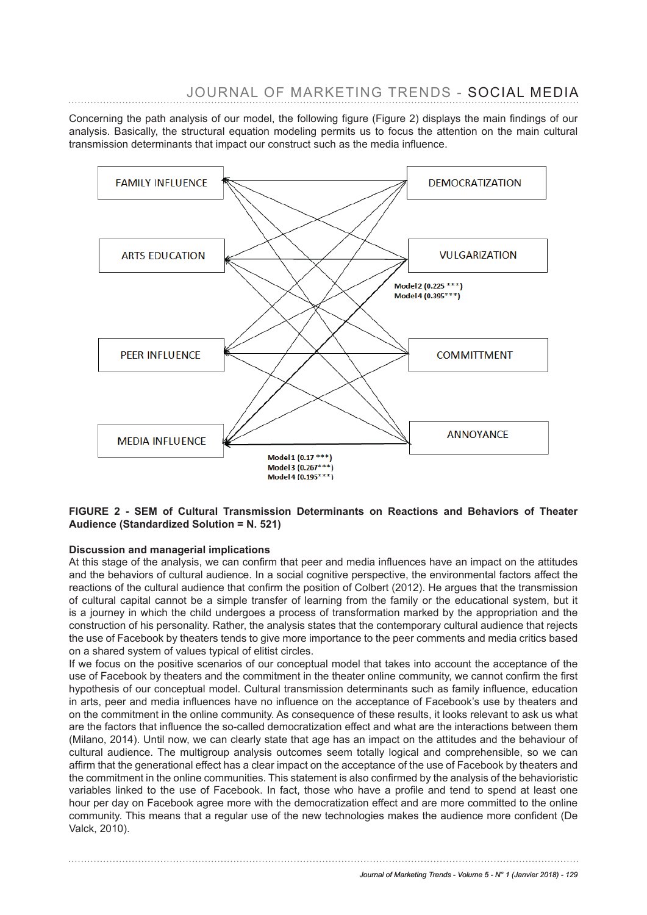Concerning the path analysis of our model, the following figure (Figure 2) displays the main findings of our analysis. Basically, the structural equation modeling permits us to focus the attention on the main cultural transmission determinants that impact our construct such as the media influence.

FAMILY INFLUENCE

ARTS EDUCATION

PEER INFLUENCE

MEDIA INFLUENCE

DEMOCRATIZATION

VULGARIZATION

COMMITTMENT

ANNOYANCE

Model2 (0.225 ***)
Model4 (0.395***)

Model1 (0.17 ***)
Model3 (0.267***)
Model4 (0.195***)

**FIGURE 2 - SEM of Cultural Transmission Determinants on Reactions and Behaviors of Theater Audience (Standardized Solution = N. 521)**

**Discussion and managerial implications**

At this stage of the analysis, we can confirm that peer and media influences have an impact on the attitudes and the behaviors of cultural audience. In a social cognitive perspective, the environmental factors affect the reactions of the cultural audience that confirm the position of Colbert (2012). He argues that the transmission of cultural capital cannot be a simple transfer of learning from the family or the educational system, but it is a journey in which the child undergoes a process of transformation marked by the appropriation and the construction of his personality. Rather, the analysis states that the contemporary cultural audience that rejects the use of Facebook by theaters tends to give more importance to the peer comments and media critics based on a shared system of values typical of elitist circles.

If we focus on the positive scenarios of our conceptual model that takes into account the acceptance of the use of Facebook by theaters and the commitment in the theater online community, we cannot confirm the first hypothesis of our conceptual model. Cultural transmission determinants such as family influence, education in arts, peer and media influences have no influence on the acceptance of Facebook's use by theaters and on the commitment in the online community. As consequence of these results, it looks relevant to ask us what are the factors that influence the so-called democratization effect and what are the interactions between them (Milano, 2014). Until now, we can clearly state that age has an impact on the attitudes and the behaviour of cultural audience. The multigroup analysis outcomes seem totally logical and comprehensible, so we can affirm that the generational effect has a clear impact on the acceptance of the use of Facebook by theaters and the commitment in the online communities. This statement is also confirmed by the analysis of the behavioristic variables linked to the use of Facebook. In fact, those who have a profile and tend to spend at least one hour per day on Facebook agree more with the democratization effect and are more committed to the online community. This means that a regular use of the new technologies makes the audience more confident (De Valck, 2010).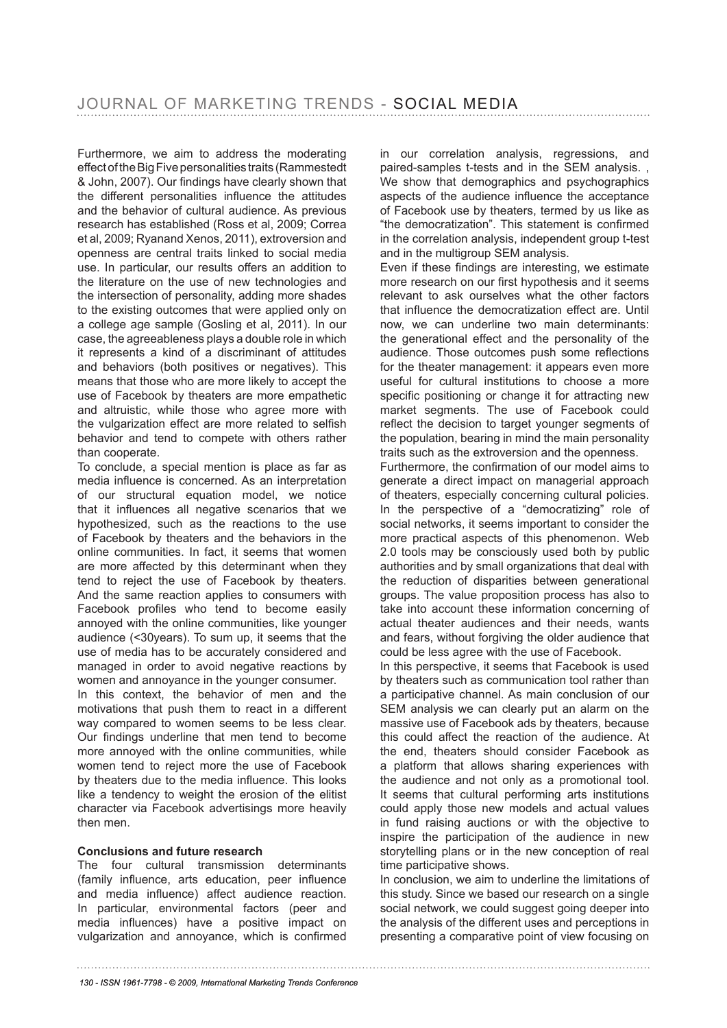Furthermore, we aim to address the moderating effect of the Big Five personalities traits (Rammestedt & John, 2007). Our findings have clearly shown that the different personalities influence the attitudes and the behavior of cultural audience. As previous research has established (Ross et al, 2009; Correa et al, 2009; Ryanand Xenos, 2011), extroversion and openness are central traits linked to social media use. In particular, our results offers an addition to the literature on the use of new technologies and the intersection of personality, adding more shades to the existing outcomes that were applied only on a college age sample (Gosling et al, 2011). In our case, the agreeableness plays a double role in which it represents a kind of a discriminant of attitudes and behaviors (both positives or negatives). This means that those who are more likely to accept the use of Facebook by theaters are more empathetic and altruistic, while those who agree more with the vulgarization effect are more related to selfish behavior and tend to compete with others rather than cooperate.

To conclude, a special mention is place as far as media influence is concerned. As an interpretation of our structural equation model, we notice that it influences all negative scenarios that we hypothesized, such as the reactions to the use of Facebook by theaters and the behaviors in the online communities. In fact, it seems that women are more affected by this determinant when they tend to reject the use of Facebook by theaters. And the same reaction applies to consumers with Facebook profiles who tend to become easily annoyed with the online communities, like younger audience (<30years). To sum up, it seems that the use of media has to be accurately considered and managed in order to avoid negative reactions by women and annoyance in the younger consumer.

In this context, the behavior of men and the motivations that push them to react in a different way compared to women seems to be less clear. Our findings underline that men tend to become more annoyed with the online communities, while women tend to reject more the use of Facebook by theaters due to the media influence. This looks like a tendency to weight the erosion of the elitist character via Facebook advertisings more heavily then men.

**Conclusions and future research**

The four cultural transmission determinants (family influence, arts education, peer influence and media influence) affect audience reaction. In particular, environmental factors (peer and media influences) have a positive impact on vulgarization and annoyance, which is confirmed in our correlation analysis, regressions, and paired-samples t-tests and in the SEM analysis. , We show that demographics and psychographics aspects of the audience influence the acceptance of Facebook use by theaters, termed by us like as "the democratization". This statement is confirmed in the correlation analysis, independent group t-test and in the multigroup SEM analysis.

Even if these findings are interesting, we estimate more research on our first hypothesis and it seems relevant to ask ourselves what the other factors that influence the democratization effect are. Until now, we can underline two main determinants: the generational effect and the personality of the audience. Those outcomes push some reflections for the theater management: it appears even more useful for cultural institutions to choose a more specific positioning or change it for attracting new market segments. The use of Facebook could reflect the decision to target younger segments of the population, bearing in mind the main personality traits such as the extroversion and the openness.

Furthermore, the confirmation of our model aims to generate a direct impact on managerial approach of theaters, especially concerning cultural policies. In the perspective of a "democratizing" role of social networks, it seems important to consider the more practical aspects of this phenomenon. Web 2.0 tools may be consciously used both by public authorities and by small organizations that deal with the reduction of disparities between generational groups. The value proposition process has also to take into account these information concerning of actual theater audiences and their needs, wants and fears, without forgiving the older audience that could be less agree with the use of Facebook.

In this perspective, it seems that Facebook is used by theaters such as communication tool rather than a participative channel. As main conclusion of our SEM analysis we can clearly put an alarm on the massive use of Facebook ads by theaters, because this could affect the reaction of the audience. At the end, theaters should consider Facebook as a platform that allows sharing experiences with the audience and not only as a promotional tool. It seems that cultural performing arts institutions could apply those new models and actual values in fund raising auctions or with the objective to inspire the participation of the audience in new storytelling plans or in the new conception of real time participative shows.

In conclusion, we aim to underline the limitations of this study. Since we based our research on a single social network, we could suggest going deeper into the analysis of the different uses and perceptions in presenting a comparative point of view focusing on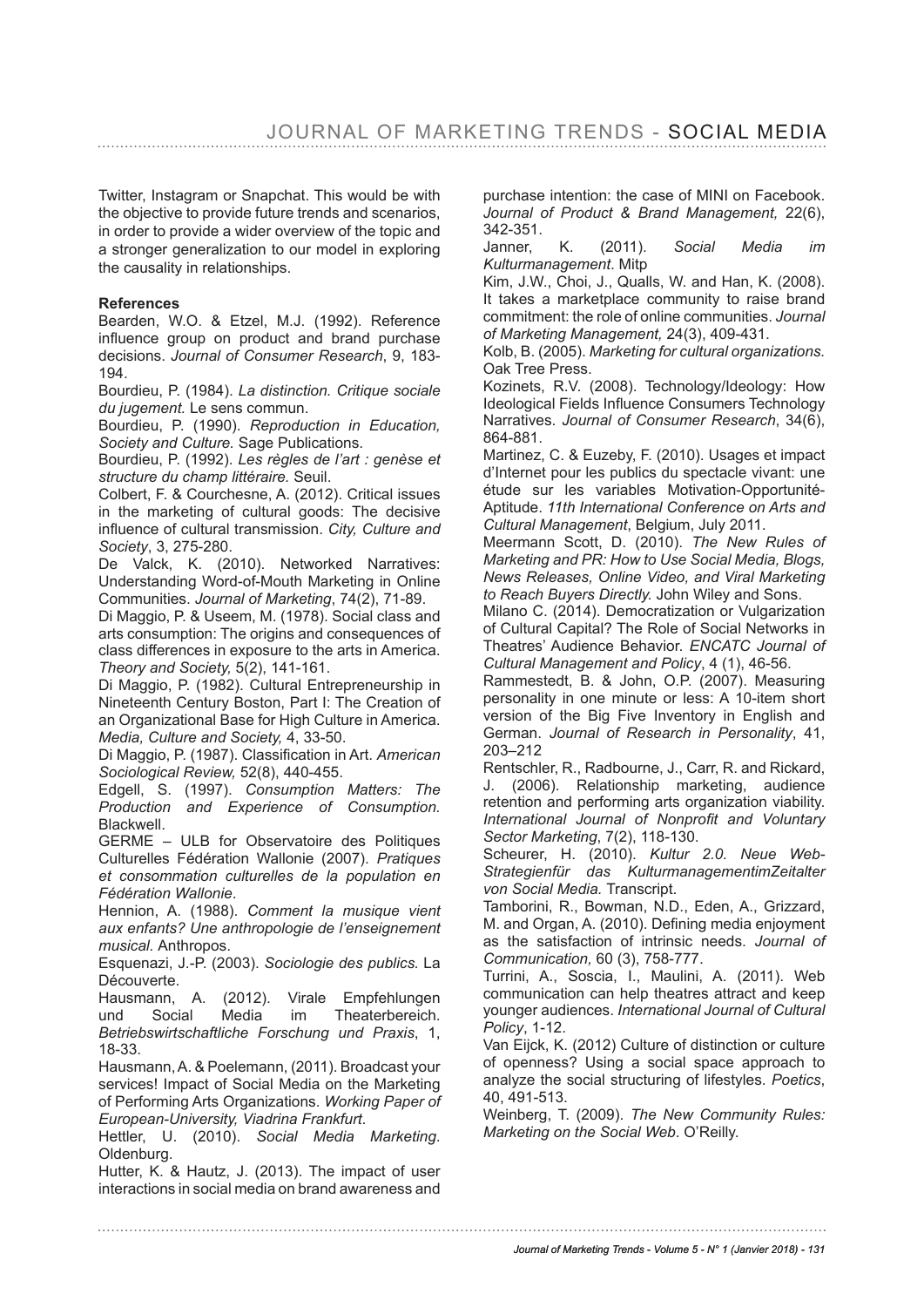Twitter, Instagram or Snapchat. This would be with the objective to provide future trends and scenarios, in order to provide a wider overview of the topic and a stronger generalization to our model in exploring the causality in relationships.

**References**

Bearden, W.O. & Etzel, M.J. (1992). Reference influence group on product and brand purchase decisions. *Journal of Consumer Research*, 9, 183-194.

Bourdieu, P. (1984). *La distinction. Critique sociale du jugement.* Le sens commun.

Bourdieu, P. (1990). *Reproduction in Education, Society and Culture.* Sage Publications.

Bourdieu, P. (1992). *Les règles de l'art : genèse et structure du champ littéraire.* Seuil.

Colbert, F. & Courchesne, A. (2012). Critical issues in the marketing of cultural goods: The decisive influence of cultural transmission. *City, Culture and Society*, 3, 275-280.

De Valck, K. (2010). Networked Narratives: Understanding Word-of-Mouth Marketing in Online Communities. *Journal of Marketing*, 74(2), 71-89.

Di Maggio, P. & Useem, M. (1978). Social class and arts consumption: The origins and consequences of class differences in exposure to the arts in America. *Theory and Society,* 5(2), 141-161.

Di Maggio, P. (1982). Cultural Entrepreneurship in Nineteenth Century Boston, Part I: The Creation of an Organizational Base for High Culture in America. *Media, Culture and Society,* 4, 33-50.

Di Maggio, P. (1987). Classification in Art. *American Sociological Review,* 52(8), 440-455.

Edgell, S. (1997). *Consumption Matters: The Production and Experience of Consumption.* Blackwell.

GERME – ULB for Observatoire des Politiques Culturelles Fédération Wallonie (2007). *Pratiques et consommation culturelles de la population en Fédération Wallonie*.

Hennion, A. (1988). *Comment la musique vient aux enfants? Une anthropologie de l'enseignement musical.* Anthropos.

Esquenazi, J.-P. (2003). *Sociologie des publics.* La Découverte.

Hausmann, A. (2012). Virale Empfehlungen und Social Media im Theaterbereich. *Betriebswirtschaftliche Forschung und Praxis*, 1, 18-33.

Hausmann, A. & Poelemann, (2011). Broadcast your services! Impact of Social Media on the Marketing of Performing Arts Organizations. *Working Paper of European-University, Viadrina Frankfurt*.

Hettler, U. (2010). *Social Media Marketing*. Oldenburg.

Hutter, K. & Hautz, J. (2013). The impact of user interactions in social media on brand awareness and purchase intention: the case of MINI on Facebook. *Journal of Product & Brand Management,* 22(6), 342-351.

Janner, K. (2011). *Social Media im Kulturmanagement*. Mitp

Kim, J.W., Choi, J., Qualls, W. and Han, K. (2008). It takes a marketplace community to raise brand commitment: the role of online communities. *Journal of Marketing Management,* 24(3), 409-431.

Kolb, B. (2005). *Marketing for cultural organizations.* Oak Tree Press.

Kozinets, R.V. (2008). Technology/Ideology: How Ideological Fields Influence Consumers Technology Narratives. *Journal of Consumer Research*, 34(6), 864-881.

Martinez, C. & Euzeby, F. (2010). Usages et impact d'Internet pour les publics du spectacle vivant: une étude sur les variables Motivation-Opportunité-Aptitude. *11th International Conference on Arts and Cultural Management*, Belgium, July 2011.

Meermann Scott, D. (2010). *The New Rules of Marketing and PR: How to Use Social Media, Blogs, News Releases, Online Video, and Viral Marketing to Reach Buyers Directly.* John Wiley and Sons.

Milano C. (2014). Democratization or Vulgarization of Cultural Capital? The Role of Social Networks in Theatres' Audience Behavior. *ENCATC Journal of Cultural Management and Policy*, 4 (1), 46-56.

Rammestedt, B. & John, O.P. (2007). Measuring personality in one minute or less: A 10-item short version of the Big Five Inventory in English and German. *Journal of Research in Personality*, 41, 203–212

Rentschler, R., Radbourne, J., Carr, R. and Rickard, J. (2006). Relationship marketing, audience retention and performing arts organization viability. *International Journal of Nonprofit and Voluntary Sector Marketing*, 7(2), 118-130.

Scheurer, H. (2010). *Kultur 2.0. Neue Web-Strategienfür das KulturmanagementimZeitalter von Social Media.* Transcript.

Tamborini, R., Bowman, N.D., Eden, A., Grizzard, M. and Organ, A. (2010). Defining media enjoyment as the satisfaction of intrinsic needs. *Journal of Communication,* 60 (3), 758-777.

Turrini, A., Soscia, I., Maulini, A. (2011). Web communication can help theatres attract and keep younger audiences. *International Journal of Cultural Policy*, 1-12.

Van Eijck, K. (2012) Culture of distinction or culture of openness? Using a social space approach to analyze the social structuring of lifestyles. *Poetics*, 40, 491-513.

Weinberg, T. (2009). *The New Community Rules: Marketing on the Social Web*. O'Reilly.